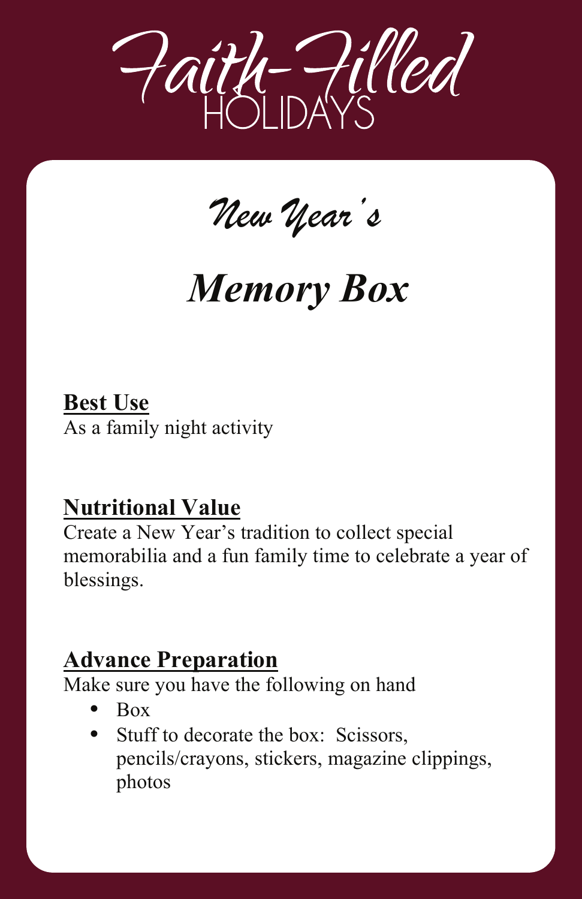# Faith-Filled HOLIDAYS

## *New Year's*

## *Memory Box*

**Best Use**

As a family night activity

**Nutritional Value**

Create a New Year's tradition to collect special memorabilia and a fun family time to celebrate a year of blessings.

**Advance Preparation**

Make sure you have the following on hand

- Box
- Stuff to decorate the box: Scissors, pencils/crayons, stickers, magazine clippings, photos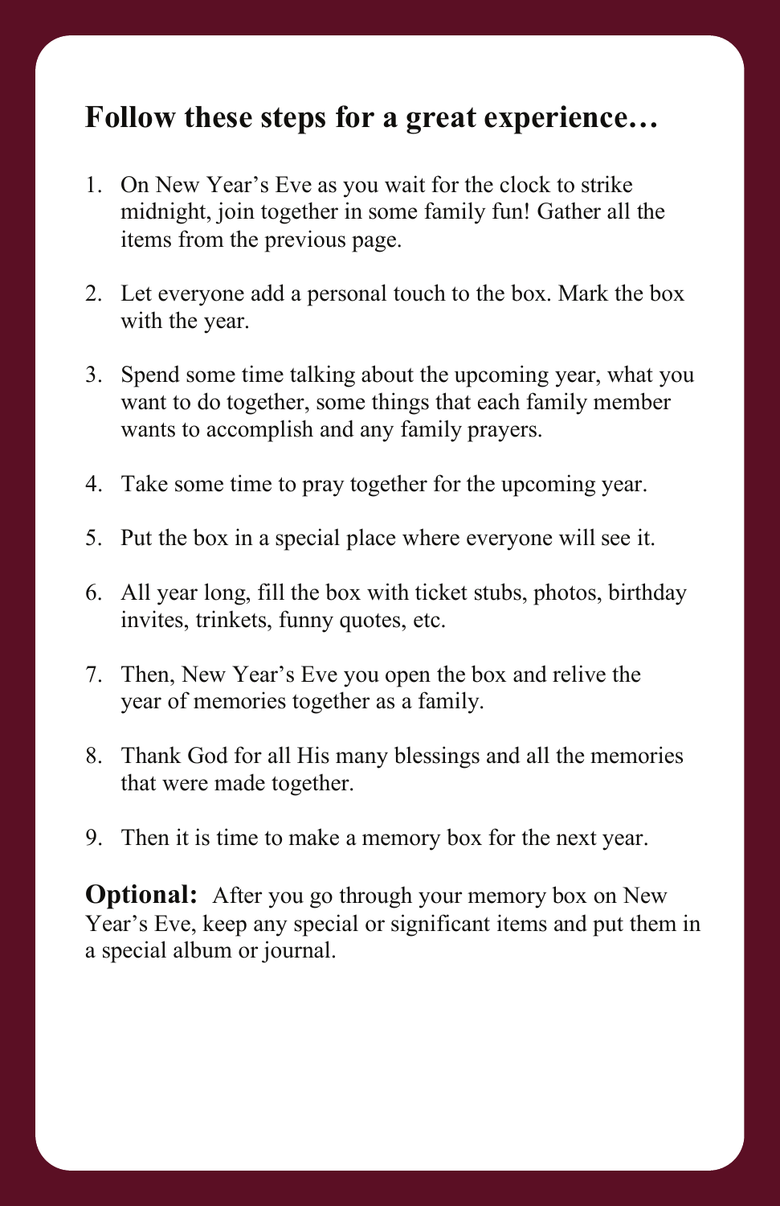## Follow these steps for a great experience…

1. On New Year's Eve as you wait for the clock to strike midnight, join together in some family fun! Gather all the items from the previous page.

2. Let everyone add a personal touch to the box. Mark the box with the year.

3. Spend some time talking about the upcoming year, what you want to do together, some things that each family member wants to accomplish and any family prayers.

4. Take some time to pray together for the upcoming year.

5. Put the box in a special place where everyone will see it.

6. All year long, fill the box with ticket stubs, photos, birthday invites, trinkets, funny quotes, etc.

7. Then, New Year's Eve you open the box and relive the year of memories together as a family.

8. Thank God for all His many blessings and all the memories that were made together.

9. Then it is time to make a memory box for the next year.

**Optional:** After you go through your memory box on New Year's Eve, keep any special or significant items and put them in a special album or journal.